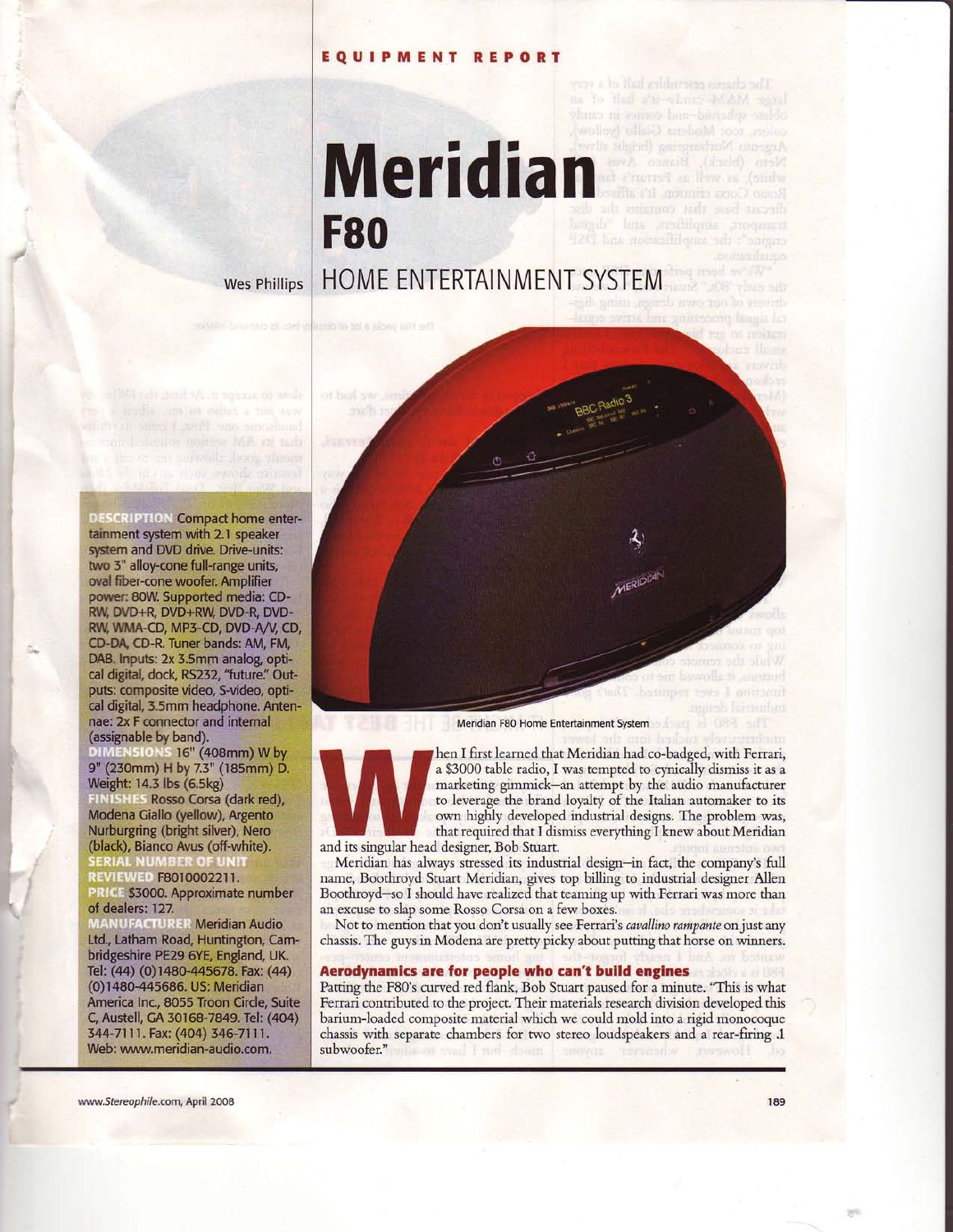EQUIPMENT REPORT

# Meridian F80

## HOME ENTERTAINMENT SYSTEM

Wes Phillips

**DESCRIPTION** Compact home entertainment system with 2.1 speaker system and DVD drive. Drive-units: two 3" alloy-cone full-range units, oval fiber-cone woofer. Amplifier power: 80W. Supported media: CD-RW, DVD+R, DVD+RW, DVD-R, DVD-RW, WMA-CD, MP3-CD, DVD-A/V, CD, CD-DA, CD-R. Tuner bands: AM, FM, DAB. Inputs: 2x 3.5mm analog, optical digital, dock, RS232, "future." Outputs: composite video, S-video, optical digital, 3.5mm headphone. Antennae: 2x F connector and internal (assignable by band).

**DIMENSIONS** 16" (408mm) W by 9" (230mm) H by 7.3" (185mm) D. Weight: 14.3 lbs (6.5kg).

**FINISHES** Rosso Corsa (dark red), Modena Giallo (yellow), Argento Nurburgring (bright silver), Nero (black), Bianco Avus (off-white).

**SERIAL NUMBER OF UNIT REVIEWED** F8010002211.

**PRICE** $3000. Approximate number of dealers: 127.

**MANUFACTURER** Meridian Audio Ltd., Latham Road, Huntington, Cambridgeshire PE29 6YE, England, UK. Tel: (44) (0)1480-445678. Fax: (44) (0)1480-445686. US: Meridian America Inc., 8055 Troon Circle, Suite C, Austell, GA 30168-7849. Tel: (404) 344-7111. Fax: (404) 346-7111. Web: www.meridian-audio.com.

Meridian F80 Home Entertainment System

When I first learned that Meridian had co-badged, with Ferrari, a $3000 table radio, I was tempted to cynically dismiss it as a marketing gimmick–an attempt by the audio manufacturer to leverage the brand loyalty of the Italian automaker to its own highly developed industrial designs. The problem was, that required that I dismiss everything I knew about Meridian and its singular head designer, Bob Stuart.

Meridian has always stressed its industrial design–in fact, the company's full name, Boothroyd Stuart Meridian, gives top billing to industrial designer Allen Boothroyd–so I should have realized that teaming up with Ferrari was more than an excuse to slap some Rosso Corsa on a few boxes.

Not to mention that you don't usually see Ferrari's *cavallino rampante* on just any chassis. The guys in Modena are pretty picky about putting that horse on winners.

### Aerodynamics are for people who can't build engines

Patting the F80's curved red flank, Bob Stuart paused for a minute. "This is what Ferrari contributed to the project. Their materials research division developed this barium-loaded composite material which we could mold into a rigid monocoque chassis with separate chambers for two stereo loudspeakers and a rear-firing .1 subwoofer."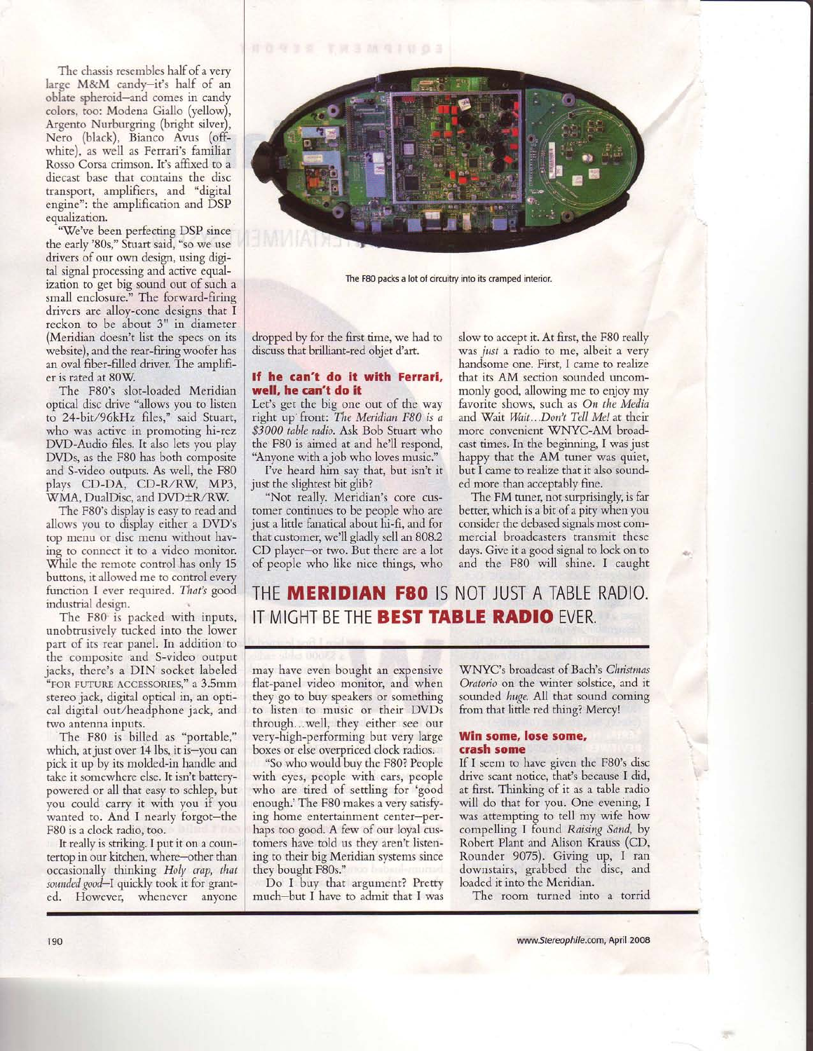The chassis resembles half of a very large M&M candy—it's half of an oblate spheroid—and comes in candy colors, too: Modena Giallo (yellow), Argento Nurburgring (bright silver), Nero (black), Bianco Avus (off-white), as well as Ferrari's familiar Rosso Corsa crimson. It's affixed to a diecast base that contains the disc transport, amplifiers, and "digital engine": the amplification and DSP equalization.

"We've been perfecting DSP since the early '80s," Stuart said, "so we use drivers of our own design, using digital signal processing and active equalization to get big sound out of such a small enclosure." The forward-firing drivers are alloy-cone designs that I reckon to be about 3" in diameter (Meridian doesn't list the specs on its website), and the rear-firing woofer has an oval fiber-filled driver. The amplifier is rated at 80W.

The F80's slot-loaded Meridian optical disc drive "allows you to listen to 24-bit/96kHz files," said Stuart, who was active in promoting hi-rez DVD-Audio files. It also lets you play DVDs, as the F80 has both composite and S-video outputs. As well, the F80 plays CD-DA, CD-R/RW, MP3, WMA, DualDisc, and DVD±R/RW.

The F80's display is easy to read and allows you to display either a DVD's top menu or disc menu without having to connect it to a video monitor. While the remote control has only 15 buttons, it allowed me to control every function I ever required. *That's* good industrial design.

The F80 is packed with inputs, unobtrusively tucked into the lower part of its rear panel. In addition to the composite and S-video output jacks, there's a DIN socket labeled "FOR FUTURE ACCESSORIES," a 3.5mm stereo jack, digital optical in, an optical digital out/headphone jack, and two antenna inputs.

The F80 is billed as "portable," which, at just over 14 lbs, it is—you can pick it up by its molded-in handle and take it somewhere else. It isn't battery-powered or all that easy to schlep, but you could carry it with you if you wanted to. And I nearly forgot—the F80 is a clock radio, too.

It really is striking. I put it on a countertop in our kitchen, where—other than occasionally thinking *Holy crap, that sounded good*—I quickly took it for granted. However, whenever anyone dropped by for the first time, we had to discuss that brilliant-red objet d'art.

The F80 packs a lot of circuitry into its cramped interior.

### If he can't do it with Ferrari, well, he can't do it

Let's get the big one out of the way right up front: *The Meridian F80 is a $3000 table radio.* Ask Bob Stuart who the F80 is aimed at and he'll respond, "Anyone with a job who loves music."

I've heard him say that, but isn't it just the slightest bit glib?

"Not really. Meridian's core customer continues to be people who are just a little fanatical about hi-fi, and for that customer, we'll gladly sell an 808.2 CD player—or two. But there are a lot of people who like nice things, who may have even bought an expensive flat-panel video monitor, and when they go to buy speakers or something to listen to music or their DVDs through...well, they either see our very-high-performing but very large boxes or else overpriced clock radios.

"So who would buy the F80? People with eyes, people with ears, people who are tired of settling for 'good enough.' The F80 makes a very satisfying home entertainment center—perhaps too good. A few of our loyal customers have told us they aren't listening to their big Meridian systems since they bought F80s."

Do I buy that argument? Pretty much—but I have to admit that I was slow to accept it. At first, the F80 really was *just* a radio to me, albeit a very handsome one. First, I came to realize that its AM section sounded uncommonly good, allowing me to enjoy my favorite shows, such as *On the Media* and Wait *Wait...Don't Tell Me!* at their more convenient WNYC-AM broadcast times. In the beginning, I was just happy that the AM tuner was quiet, but I came to realize that it also sounded more than acceptably fine.

The FM tuner, not surprisingly, is far better, which is a bit of a pity when you consider the debased signals most commercial broadcasters transmit these days. Give it a good signal to lock on to and the F80 will shine. I caught WNYC's broadcast of Bach's *Christmas Oratorio* on the winter solstice, and it sounded *huge*. All that sound coming from that little red thing? Mercy!

## THE MERIDIAN F80 IS NOT JUST A TABLE RADIO. IT MIGHT BE THE BEST TABLE RADIO EVER.

### Win some, lose some, crash some

If I seem to have given the F80's disc drive scant notice, that's because I did, at first. Thinking of it as a table radio will do that for you. One evening, I was attempting to tell my wife how compelling I found *Raising Sand*, by Robert Plant and Alison Krauss (CD, Rounder 9075). Giving up, I ran downstairs, grabbed the disc, and loaded it into the Meridian.

The room turned into a torrid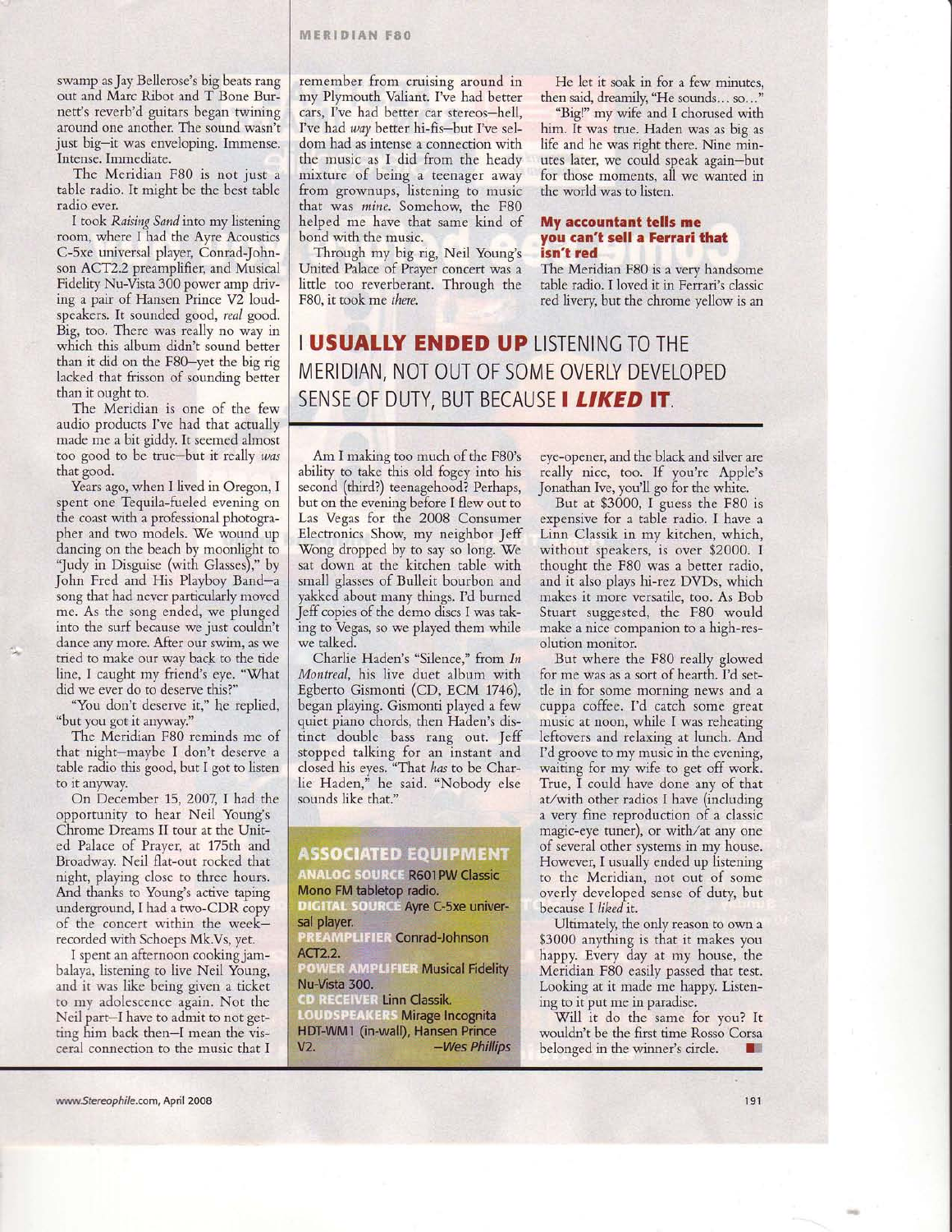swamp as Jay Bellerose's big beats rang out and Marc Ribot and T Bone Burnett's reverb'd guitars began twining around one another. The sound wasn't just big—it was enveloping. Immense. Intense. Immediate.

The Meridian F80 is not just a table radio. It might be the best table radio ever.

I took *Raising Sand* into my listening room, where I had the Ayre Acoustics C-5xe universal player, Conrad-Johnson ACT2.2 preamplifier, and Musical Fidelity Nu-Vista 300 power amp driving a pair of Hansen Prince V2 loudspeakers. It sounded good, *real* good. Big, too. There was really no way in which this album didn't sound better than it did on the F80—yet the big rig lacked that frisson of sounding better than it ought to.

The Meridian is one of the few audio products I've had that actually made me a bit giddy. It seemed almost too good to be true—but it really *was* that good.

Years ago, when I lived in Oregon, I spent one Tequila-fueled evening on the coast with a professional photographer and two models. We wound up dancing on the beach by moonlight to "Judy in Disguise (with Glasses)," by John Fred and His Playboy Band—a song that had never particularly moved me. As the song ended, we plunged into the surf because we just couldn't dance any more. After our swim, as we tried to make our way back to the tide line, I caught my friend's eye. "What did we ever do to deserve this?"

"You don't deserve it," he replied, "but you got it anyway."

The Meridian F80 reminds me of that night—maybe I don't deserve a table radio this good, but I got to listen to it anyway.

On December 15, 2007, I had the opportunity to hear Neil Young's Chrome Dreams II tour at the United Palace of Prayer, at 175th and Broadway. Neil flat-out rocked that night, playing close to three hours. And thanks to Young's active taping underground, I had a two-CDR copy of the concert within the week—recorded with Schoeps Mk.Vs, yet.

I spent an afternoon cooking jambalaya, listening to live Neil Young, and it was like being given a ticket to my adolescence again. Not the Neil part—I have to admit to not getting him back then—I mean the visceral connection to the music that I remember from cruising around in my Plymouth Valiant. I've had better cars, I've had better car stereos—hell, I've had *way* better hi-fis—but I've seldom had as intense a connection with the music as I did from the heady mixture of being a teenager away from grownups, listening to music that was *mine*. Somehow, the F80 helped me have that same kind of bond with the music.

Through my big rig, Neil Young's United Palace of Prayer concert was a little too reverberant. Through the F80, it took me *there*.

Am I making too much of the F80's ability to take this old fogey into his second (third?) teenagehood? Perhaps, but on the evening before I flew out to Las Vegas for the 2008 Consumer Electronics Show, my neighbor Jeff Wong dropped by to say so long. We sat down at the kitchen table with small glasses of Bulleit bourbon and yakked about many things. I'd burned Jeff copies of the demo discs I was taking to Vegas, so we played them while we talked.

Charlie Haden's "Silence," from *In Montreal*, his live duet album with Egberto Gismonti (CD, ECM 1746), began playing. Gismonti played a few quiet piano chords, then Haden's distinct double bass rang out. Jeff stopped talking for an instant and closed his eyes. "That *has* to be Charlie Haden," he said. "Nobody else sounds like that."

He let it soak in for a few minutes, then said, dreamily, "He sounds... so..."

"Big!" my wife and I chorused with him. It was true. Haden was as big as life and he was right there. Nine minutes later, we could speak again—but for those moments, all we wanted in the world was to listen.

## My accountant tells me you can't sell a Ferrari that isn't red

The Meridian F80 is a very handsome table radio. I loved it in Ferrari's classic red livery, but the chrome yellow is an eye-opener, and the black and silver are really nice, too. If you're Apple's Jonathan Ive, you'll go for the white.

But at $3000, I guess the F80 is expensive for a table radio. I have a Linn Classik in my kitchen, which, without speakers, is over $2000. I thought the F80 was a better radio, and it also plays hi-rez DVDs, which makes it more versatile, too. As Bob Stuart suggested, the F80 would make a nice companion to a high-resolution monitor.

But where the F80 really glowed for me was as a sort of hearth. I'd settle in for some morning news and a cuppa coffee. I'd catch some great music at noon, while I was reheating leftovers and relaxing at lunch. And I'd groove to my music in the evening, waiting for my wife to get off work. True, I could have done any of that at/with other radios I have (including a very fine reproduction of a classic magic-eye tuner), or with/at any one of several other systems in my house. However, I usually ended up listening to the Meridian, not out of some overly developed sense of duty, but because I *liked* it.

Ultimately, the only reason to own a $3000 anything is that it makes you happy. Every day at my house, the Meridian F80 easily passed that test. Looking at it made me happy. Listening to it put me in paradise.

Will it do the same for you? It wouldn't be the first time Rosso Corsa belonged in the winner's circle.

**I USUALLY ENDED UP LISTENING TO THE MERIDIAN, NOT OUT OF SOME OVERLY DEVELOPED SENSE OF DUTY, BUT BECAUSE I *LIKED* IT.**

### ASSOCIATED EQUIPMENT

**ANALOG SOURCE** R601PW Classic Mono FM tabletop radio.
**DIGITAL SOURCE** Ayre C-5xe universal player.
**PREAMPLIFIER** Conrad-Johnson ACT2.2.
**POWER AMPLIFIER** Musical Fidelity Nu-Vista 300.
**CD RECEIVER** Linn Classik.
**LOUDSPEAKERS** Mirage Incognita HDT-WM1 (in-wall), Hansen Prince V2.
—*Wes Phillips*